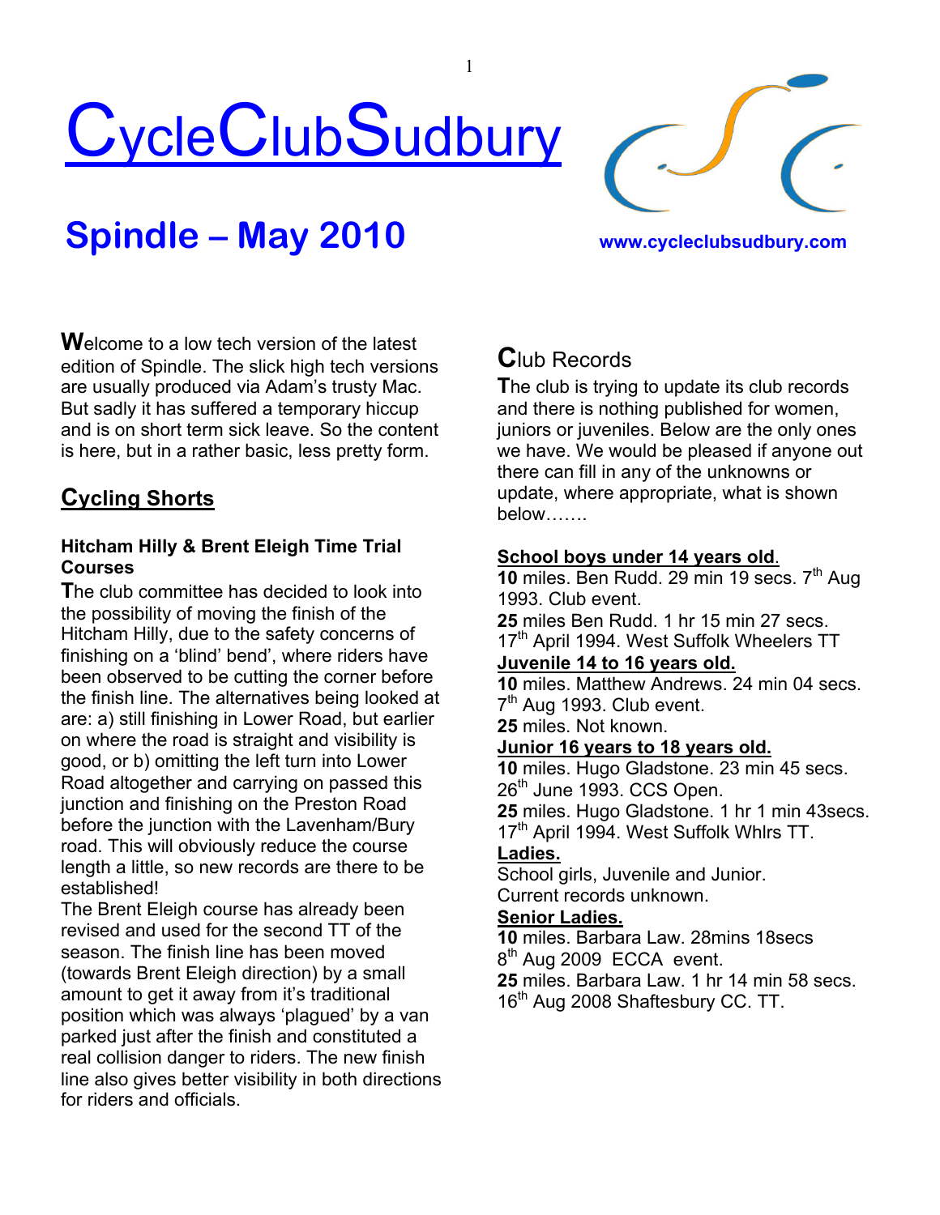# CycleClubSudbury

## Spindle – May 2010

www.cycleclubsudbury.com

Welcome to a low tech version of the latest edition of Spindle. The slick high tech versions are usually produced via Adam's trusty Mac. But sadly it has suffered a temporary hiccup and is on short term sick leave. So the content is here, but in a rather basic, less pretty form.

## Cycling Shorts

### Hitcham Hilly & Brent Eleigh Time Trial Courses

The club committee has decided to look into the possibility of moving the finish of the Hitcham Hilly, due to the safety concerns of finishing on a 'blind' bend', where riders have been observed to be cutting the corner before the finish line. The alternatives being looked at are: a) still finishing in Lower Road, but earlier on where the road is straight and visibility is good, or b) omitting the left turn into Lower Road altogether and carrying on passed this junction and finishing on the Preston Road before the junction with the Lavenham/Bury road. This will obviously reduce the course length a little, so new records are there to be established!

The Brent Eleigh course has already been revised and used for the second TT of the season. The finish line has been moved (towards Brent Eleigh direction) by a small amount to get it away from it's traditional position which was always 'plagued' by a van parked just after the finish and constituted a real collision danger to riders. The new finish line also gives better visibility in both directions for riders and officials.

## Club Records

The club is trying to update its club records and there is nothing published for women, juniors or juveniles. Below are the only ones we have. We would be pleased if anyone out there can fill in any of the unknowns or update, where appropriate, what is shown below…….

**School boys under 14 years old**.

**10** miles. Ben Rudd. 29 min 19 secs. 7th Aug 1993. Club event.

**25** miles Ben Rudd. 1 hr 15 min 27 secs. 17th April 1994. West Suffolk Wheelers TT

**Juvenile 14 to 16 years old.**

**10** miles. Matthew Andrews. 24 min 04 secs. 7th Aug 1993. Club event.

**25** miles. Not known.

**Junior 16 years to 18 years old.**

**10** miles. Hugo Gladstone. 23 min 45 secs. 26th June 1993. CCS Open.

**25** miles. Hugo Gladstone. 1 hr 1 min 43secs. 17th April 1994. West Suffolk Whlrs TT.

**Ladies.**

School girls, Juvenile and Junior.
Current records unknown.

**Senior Ladies.**

**10** miles. Barbara Law. 28mins 18secs 8th Aug 2009 ECCA event.

**25** miles. Barbara Law. 1 hr 14 min 58 secs. 16th Aug 2008 Shaftesbury CC. TT.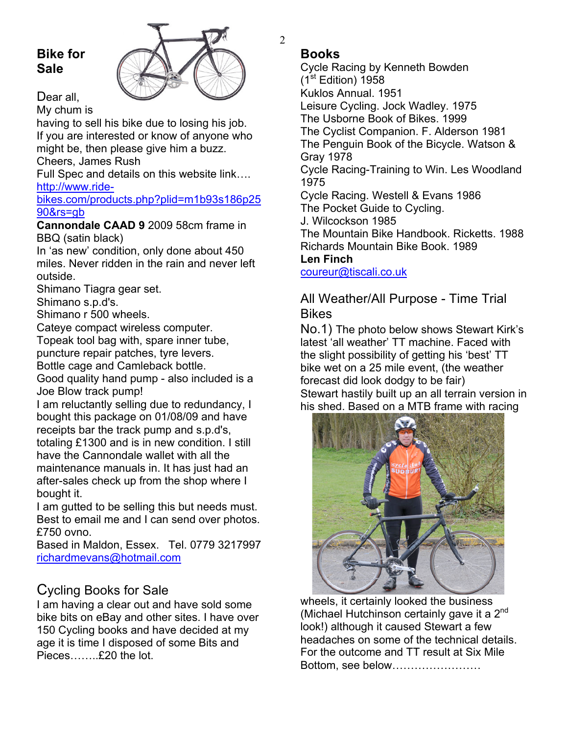## Bike for Sale

Dear all,
My chum is having to sell his bike due to losing his job. If you are interested or know of anyone who might be, then please give him a buzz.
Cheers, James Rush
Full Spec and details on this website link….
http://www.ride-bikes.com/products.php?plid=m1b93s186p2590&rs=gb

**Cannondale CAAD 9** 2009 58cm frame in BBQ (satin black)
In 'as new' condition, only done about 450 miles. Never ridden in the rain and never left outside.
Shimano Tiagra gear set.
Shimano s.p.d's.
Shimano r 500 wheels.
Cateye compact wireless computer.
Topeak tool bag with, spare inner tube, puncture repair patches, tyre levers.
Bottle cage and Camleback bottle.
Good quality hand pump - also included is a Joe Blow track pump!
I am reluctantly selling due to redundancy, I bought this package on 01/08/09 and have receipts bar the track pump and s.p.d's, totaling £1300 and is in new condition. I still have the Cannondale wallet with all the maintenance manuals in. It has just had an after-sales check up from the shop where I bought it.
I am gutted to be selling this but needs must. Best to email me and I can send over photos.
£750 ovno.
Based in Maldon, Essex. Tel. 0779 3217997
richardmevans@hotmail.com

## Cycling Books for Sale

I am having a clear out and have sold some bike bits on eBay and other sites. I have over 150 Cycling books and have decided at my age it is time I disposed of some Bits and Pieces……..£20 the lot.

## Books

Cycle Racing by Kenneth Bowden (1st Edition) 1958
Kuklos Annual. 1951
Leisure Cycling. Jock Wadley. 1975
The Usborne Book of Bikes. 1999
The Cyclist Companion. F. Alderson 1981
The Penguin Book of the Bicycle. Watson & Gray 1978
Cycle Racing-Training to Win. Les Woodland 1975
Cycle Racing. Westell & Evans 1986
The Pocket Guide to Cycling. J. Wilcockson 1985
The Mountain Bike Handbook. Ricketts. 1988
Richards Mountain Bike Book. 1989
**Len Finch**
coureur@tiscali.co.uk

## All Weather/All Purpose - Time Trial Bikes

No.1) The photo below shows Stewart Kirk's latest 'all weather' TT machine. Faced with the slight possibility of getting his 'best' TT bike wet on a 25 mile event, (the weather forecast did look dodgy to be fair)
Stewart hastily built up an all terrain version in his shed. Based on a MTB frame with racing wheels, it certainly looked the business (Michael Hutchinson certainly gave it a 2nd look!) although it caused Stewart a few headaches on some of the technical details. For the outcome and TT result at Six Mile Bottom, see below……………………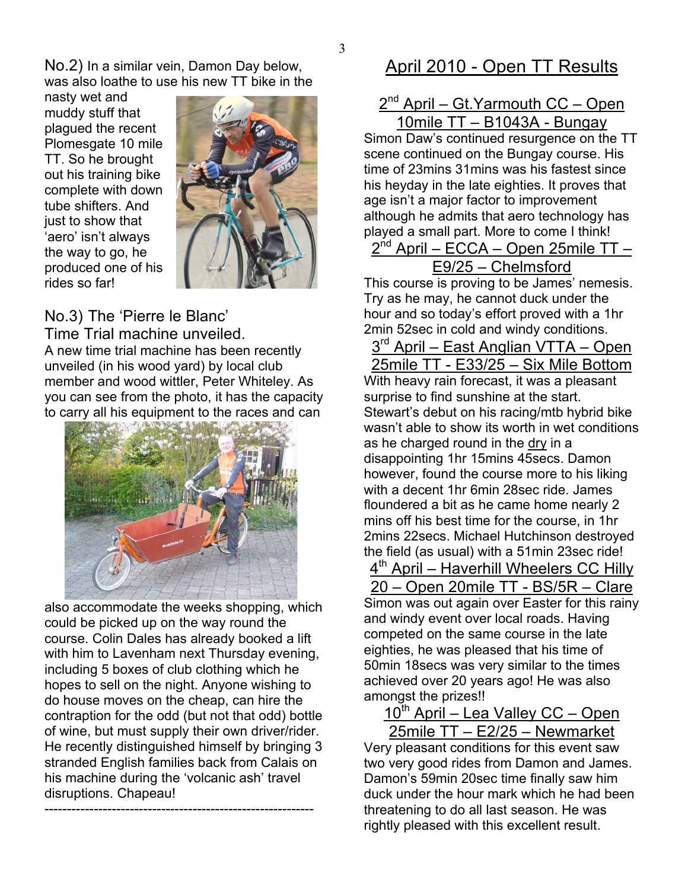No.2) In a similar vein, Damon Day below, was also loathe to use his new TT bike in the nasty wet and muddy stuff that plagued the recent Plomesgate 10 mile TT. So he brought out his training bike complete with down tube shifters. And just to show that 'aero' isn't always the way to go, he produced one of his rides so far!

No.3) The 'Pierre le Blanc' Time Trial machine unveiled.

A new time trial machine has been recently unveiled (in his wood yard) by local club member and wood wittler, Peter Whiteley. As you can see from the photo, it has the capacity to carry all his equipment to the races and can also accommodate the weeks shopping, which could be picked up on the way round the course. Colin Dales has already booked a lift with him to Lavenham next Thursday evening, including 5 boxes of club clothing which he hopes to sell on the night. Anyone wishing to do house moves on the cheap, can hire the contraption for the odd (but not that odd) bottle of wine, but must supply their own driver/rider. He recently distinguished himself by bringing 3 stranded English families back from Calais on his machine during the 'volcanic ash' travel disruptions. Chapeau!

---

## April 2010 - Open TT Results

### 2nd April – Gt.Yarmouth CC – Open 10mile TT – B1043A - Bungay

Simon Daw's continued resurgence on the TT scene continued on the Bungay course. His time of 23mins 31mins was his fastest since his heyday in the late eighties. It proves that age isn't a major factor to improvement although he admits that aero technology has played a small part. More to come I think!

### 2nd April – ECCA – Open 25mile TT – E9/25 – Chelmsford

This course is proving to be James' nemesis. Try as he may, he cannot duck under the hour and so today's effort proved with a 1hr 2min 52sec in cold and windy conditions.

### 3rd April – East Anglian VTTA – Open 25mile TT - E33/25 – Six Mile Bottom

With heavy rain forecast, it was a pleasant surprise to find sunshine at the start. Stewart's debut on his racing/mtb hybrid bike wasn't able to show its worth in wet conditions as he charged round in the dry in a disappointing 1hr 15mins 45secs. Damon however, found the course more to his liking with a decent 1hr 6min 28sec ride. James floundered a bit as he came home nearly 2 mins off his best time for the course, in 1hr 2mins 22secs. Michael Hutchinson destroyed the field (as usual) with a 51min 23sec ride!

### 4th April – Haverhill Wheelers CC Hilly 20 – Open 20mile TT - BS/5R – Clare

Simon was out again over Easter for this rainy and windy event over local roads. Having competed on the same course in the late eighties, he was pleased that his time of 50min 18secs was very similar to the times achieved over 20 years ago! He was also amongst the prizes!!

### 10th April – Lea Valley CC – Open 25mile TT – E2/25 – Newmarket

Very pleasant conditions for this event saw two very good rides from Damon and James. Damon's 59min 20sec time finally saw him duck under the hour mark which he had been threatening to do all last season. He was rightly pleased with this excellent result.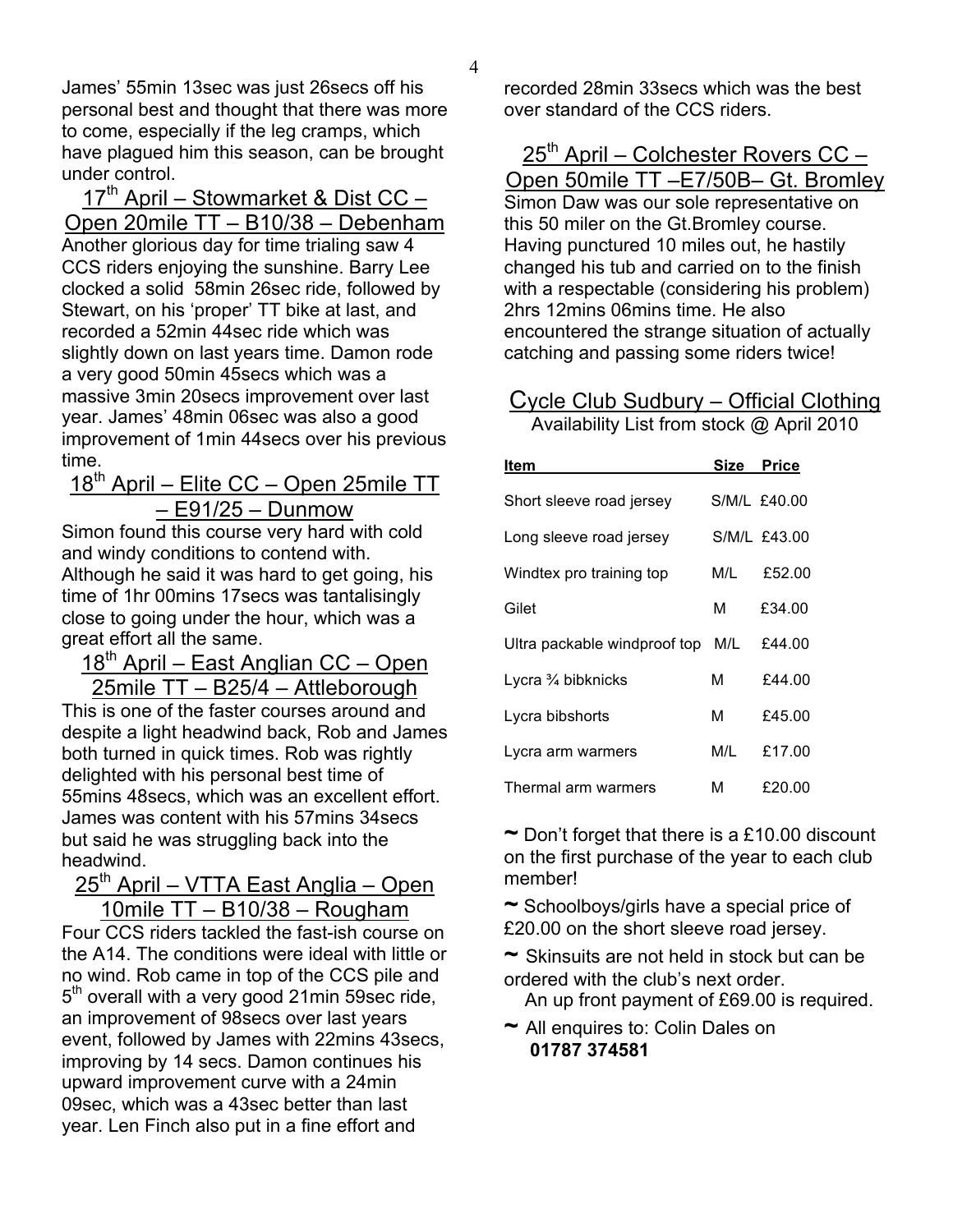James' 55min 13sec was just 26secs off his personal best and thought that there was more to come, especially if the leg cramps, which have plagued him this season, can be brought under control.

## 17th April – Stowmarket & Dist CC – Open 20mile TT – B10/38 – Debenham

Another glorious day for time trialing saw 4 CCS riders enjoying the sunshine. Barry Lee clocked a solid 58min 26sec ride, followed by Stewart, on his 'proper' TT bike at last, and recorded a 52min 44sec ride which was slightly down on last years time. Damon rode a very good 50min 45secs which was a massive 3min 20secs improvement over last year. James' 48min 06sec was also a good improvement of 1min 44secs over his previous time.

## 18th April – Elite CC – Open 25mile TT – E91/25 – Dunmow

Simon found this course very hard with cold and windy conditions to contend with. Although he said it was hard to get going, his time of 1hr 00mins 17secs was tantalisingly close to going under the hour, which was a great effort all the same.

## 18th April – East Anglian CC – Open 25mile TT – B25/4 – Attleborough

This is one of the faster courses around and despite a light headwind back, Rob and James both turned in quick times. Rob was rightly delighted with his personal best time of 55mins 48secs, which was an excellent effort. James was content with his 57mins 34secs but said he was struggling back into the headwind.

## 25th April – VTTA East Anglia – Open 10mile TT – B10/38 – Rougham

Four CCS riders tackled the fast-ish course on the A14. The conditions were ideal with little or no wind. Rob came in top of the CCS pile and 5th overall with a very good 21min 59sec ride, an improvement of 98secs over last years event, followed by James with 22mins 43secs, improving by 14 secs. Damon continues his upward improvement curve with a 24min 09sec, which was a 43sec better than last year. Len Finch also put in a fine effort and recorded 28min 33secs which was the best over standard of the CCS riders.

## 25th April – Colchester Rovers CC – Open 50mile TT –E7/50B– Gt. Bromley

Simon Daw was our sole representative on this 50 miler on the Gt.Bromley course. Having punctured 10 miles out, he hastily changed his tub and carried on to the finish with a respectable (considering his problem) 2hrs 12mins 06mins time. He also encountered the strange situation of actually catching and passing some riders twice!

## Cycle Club Sudbury – Official Clothing

Availability List from stock @ April 2010

| Item | Size | Price |
|---|---|---|
| Short sleeve road jersey | S/M/L | £40.00 |
| Long sleeve road jersey | S/M/L | £43.00 |
| Windtex pro training top | M/L | £52.00 |
| Gilet | M | £34.00 |
| Ultra packable windproof top | M/L | £44.00 |
| Lycra ¾ bibknicks | M | £44.00 |
| Lycra bibshorts | M | £45.00 |
| Lycra arm warmers | M/L | £17.00 |
| Thermal arm warmers | M | £20.00 |

~ Don't forget that there is a £10.00 discount on the first purchase of the year to each club member!

~ Schoolboys/girls have a special price of £20.00 on the short sleeve road jersey.

~ Skinsuits are not held in stock but can be ordered with the club's next order. An up front payment of £69.00 is required.

~ All enquires to: Colin Dales on **01787 374581**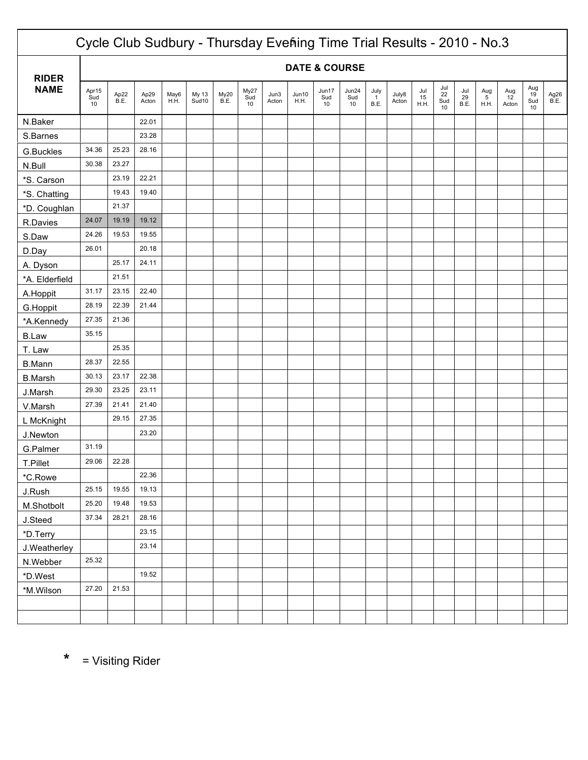# Cycle Club Sudbury - Thursday Evening Time Trial Results - 2010 - No.3

| RIDER NAME | DATE & COURSE | | | | | | | | | | | | | | | | | | | |
|---|---|---|---|---|---|---|---|---|---|---|---|---|---|---|---|---|---|---|---|---|
| | Apr15 Sud 10 | Ap22 B.E. | Ap29 Acton | May6 H.H. | My 13 Sud10 | My20 B.E. | My27 Sud 10 | Jun3 Acton | Jun10 H.H. | Jun17 Sud 10 | Jun24 Sud 10 | July 1 B.E. | July8 Acton | Jul 15 H.H. | Jul 22 Sud 10 | Jul 29 B.E. | Aug 5 H.H. | Aug 12 Acton | Aug 19 Sud 10 | Ag26 B.E. |
| N.Baker | | | 22.01 | | | | | | | | | | | | | | | | | |
| S.Barnes | | | 23.28 | | | | | | | | | | | | | | | | | |
| G.Buckles | 34.36 | 25.23 | 28.16 | | | | | | | | | | | | | | | | | |
| N.Bull | 30.38 | 23.27 | | | | | | | | | | | | | | | | | | |
| *S. Carson | | 23.19 | 22.21 | | | | | | | | | | | | | | | | | |
| *S. Chatting | | 19.43 | 19.40 | | | | | | | | | | | | | | | | | |
| *D. Coughlan | | 21.37 | | | | | | | | | | | | | | | | | | |
| R.Davies | 24.07 | 19.19 | 19.12 | | | | | | | | | | | | | | | | | |
| S.Daw | 24.26 | 19.53 | 19.55 | | | | | | | | | | | | | | | | | |
| D.Day | 26.01 | | 20.18 | | | | | | | | | | | | | | | | | |
| A. Dyson | | 25.17 | 24.11 | | | | | | | | | | | | | | | | | |
| *A. Elderfield | | 21.51 | | | | | | | | | | | | | | | | | | |
| A.Hoppit | 31.17 | 23.15 | 22.40 | | | | | | | | | | | | | | | | | |
| G.Hoppit | 28.19 | 22.39 | 21.44 | | | | | | | | | | | | | | | | | |
| *A.Kennedy | 27.35 | 21.36 | | | | | | | | | | | | | | | | | | |
| B.Law | 35.15 | | | | | | | | | | | | | | | | | | | |
| T. Law | | 25.35 | | | | | | | | | | | | | | | | | | |
| B.Mann | 28.37 | 22.55 | | | | | | | | | | | | | | | | | | |
| B.Marsh | 30.13 | 23.17 | 22.38 | | | | | | | | | | | | | | | | | |
| J.Marsh | 29.30 | 23.25 | 23.11 | | | | | | | | | | | | | | | | | |
| V.Marsh | 27.39 | 21.41 | 21.40 | | | | | | | | | | | | | | | | | |
| L McKnight | | 29.15 | 27.35 | | | | | | | | | | | | | | | | | |
| J.Newton | | | 23.20 | | | | | | | | | | | | | | | | | |
| G.Palmer | 31.19 | | | | | | | | | | | | | | | | | | | |
| T.Pillet | 29.06 | 22.28 | | | | | | | | | | | | | | | | | | |
| *C.Rowe | | | 22.36 | | | | | | | | | | | | | | | | | |
| J.Rush | 25.15 | 19.55 | 19.13 | | | | | | | | | | | | | | | | | |
| M.Shotbolt | 25.20 | 19.48 | 19.53 | | | | | | | | | | | | | | | | | |
| J.Steed | 37.34 | 28.21 | 28.16 | | | | | | | | | | | | | | | | | |
| *D.Terry | | | 23.15 | | | | | | | | | | | | | | | | | |
| J.Weatherley | | | 23.14 | | | | | | | | | | | | | | | | | |
| N.Webber | 25.32 | | | | | | | | | | | | | | | | | | | |
| *D.West | | | 19.52 | | | | | | | | | | | | | | | | | |
| *M.Wilson | 27.20 | 21.53 | | | | | | | | | | | | | | | | | | |
| | | | | | | | | | | | | | | | | | | | | |
| | | | | | | | | | | | | | | | | | | | | |

* = Visiting Rider